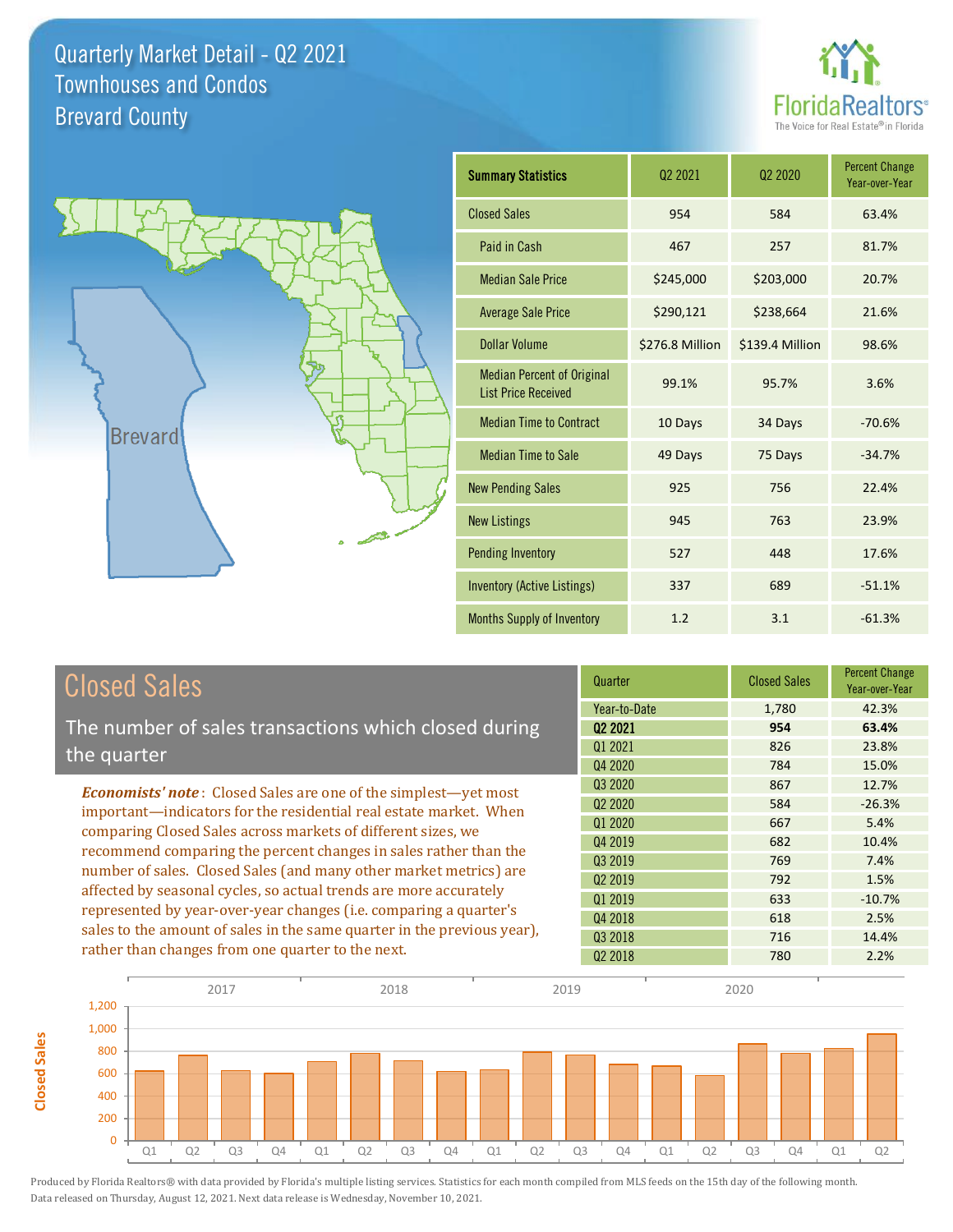# Quarterly Market Detail - Q2 2021
## Townhouses and Condos
## Brevard County

FloridaRealtors®
The Voice for Real Estate® in Florida

| Summary Statistics | Q2 2021 | Q2 2020 | Percent Change Year-over-Year |
|---|---|---|---|
| Closed Sales | 954 | 584 | 63.4% |
| Paid in Cash | 467 | 257 | 81.7% |
| Median Sale Price | $245,000 | $203,000 | 20.7% |
| Average Sale Price | $290,121 | $238,664 | 21.6% |
| Dollar Volume | $276.8 Million | $139.4 Million | 98.6% |
| Median Percent of Original List Price Received | 99.1% | 95.7% | 3.6% |
| Median Time to Contract | 10 Days | 34 Days | -70.6% |
| Median Time to Sale | 49 Days | 75 Days | -34.7% |
| New Pending Sales | 925 | 756 | 22.4% |
| New Listings | 945 | 763 | 23.9% |
| Pending Inventory | 527 | 448 | 17.6% |
| Inventory (Active Listings) | 337 | 689 | -51.1% |
| Months Supply of Inventory | 1.2 | 3.1 | -61.3% |

## Closed Sales

The number of sales transactions which closed during the quarter

***Economists' note***: Closed Sales are one of the simplest—yet most important—indicators for the residential real estate market. When comparing Closed Sales across markets of different sizes, we recommend comparing the percent changes in sales rather than the number of sales. Closed Sales (and many other market metrics) are affected by seasonal cycles, so actual trends are more accurately represented by year-over-year changes (i.e. comparing a quarter's sales to the amount of sales in the same quarter in the previous year), rather than changes from one quarter to the next.

| Quarter | Closed Sales | Percent Change Year-over-Year |
|---|---|---|
| Year-to-Date | 1,780 | 42.3% |
| **Q2 2021** | **954** | **63.4%** |
| Q1 2021 | 826 | 23.8% |
| Q4 2020 | 784 | 15.0% |
| Q3 2020 | 867 | 12.7% |
| Q2 2020 | 584 | -26.3% |
| Q1 2020 | 667 | 5.4% |
| Q4 2019 | 682 | 10.4% |
| Q3 2019 | 769 | 7.4% |
| Q2 2019 | 792 | 1.5% |
| Q1 2019 | 633 | -10.7% |
| Q4 2018 | 618 | 2.5% |
| Q3 2018 | 716 | 14.4% |
| Q2 2018 | 780 | 2.2% |

Produced by Florida Realtors® with data provided by Florida's multiple listing services. Statistics for each month compiled from MLS feeds on the 15th day of the following month. Data released on Thursday, August 12, 2021. Next data release is Wednesday, November 10, 2021.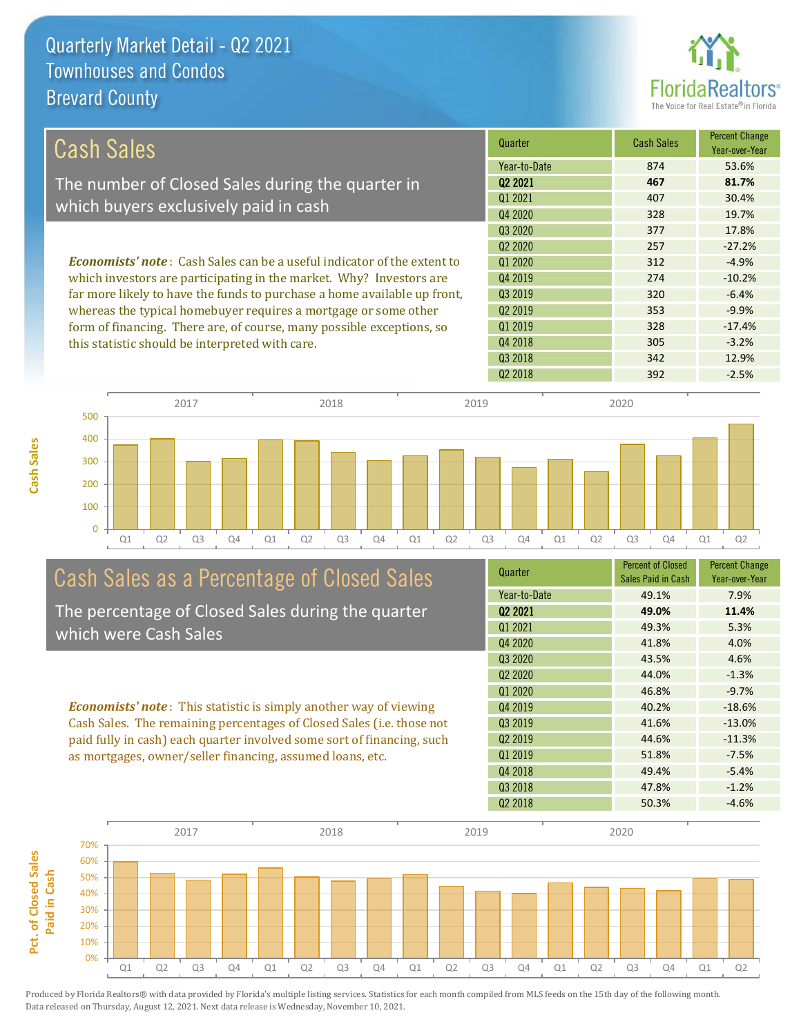# Quarterly Market Detail - Q2 2021
## Townhouses and Condos
## Brevard County

## Cash Sales

The number of Closed Sales during the quarter in which buyers exclusively paid in cash

***Economists' note***: Cash Sales can be a useful indicator of the extent to which investors are participating in the market. Why? Investors are far more likely to have the funds to purchase a home available up front, whereas the typical homebuyer requires a mortgage or some other form of financing. There are, of course, many possible exceptions, so this statistic should be interpreted with care.

| Quarter | Cash Sales | Percent Change Year-over-Year |
|---|---|---|
| Year-to-Date | 874 | 53.6% |
| **Q2 2021** | **467** | **81.7%** |
| Q1 2021 | 407 | 30.4% |
| Q4 2020 | 328 | 19.7% |
| Q3 2020 | 377 | 17.8% |
| Q2 2020 | 257 | -27.2% |
| Q1 2020 | 312 | -4.9% |
| Q4 2019 | 274 | -10.2% |
| Q3 2019 | 320 | -6.4% |
| Q2 2019 | 353 | -9.9% |
| Q1 2019 | 328 | -17.4% |
| Q4 2018 | 305 | -3.2% |
| Q3 2018 | 342 | 12.9% |
| Q2 2018 | 392 | -2.5% |

## Cash Sales as a Percentage of Closed Sales

The percentage of Closed Sales during the quarter which were Cash Sales

***Economists' note***: This statistic is simply another way of viewing Cash Sales. The remaining percentages of Closed Sales (i.e. those not paid fully in cash) each quarter involved some sort of financing, such as mortgages, owner/seller financing, assumed loans, etc.

| Quarter | Percent of Closed Sales Paid in Cash | Percent Change Year-over-Year |
|---|---|---|
| Year-to-Date | 49.1% | 7.9% |
| **Q2 2021** | **49.0%** | **11.4%** |
| Q1 2021 | 49.3% | 5.3% |
| Q4 2020 | 41.8% | 4.0% |
| Q3 2020 | 43.5% | 4.6% |
| Q2 2020 | 44.0% | -1.3% |
| Q1 2020 | 46.8% | -9.7% |
| Q4 2019 | 40.2% | -18.6% |
| Q3 2019 | 41.6% | -13.0% |
| Q2 2019 | 44.6% | -11.3% |
| Q1 2019 | 51.8% | -7.5% |
| Q4 2018 | 49.4% | -5.4% |
| Q3 2018 | 47.8% | -1.2% |
| Q2 2018 | 50.3% | -4.6% |

Produced by Florida Realtors® with data provided by Florida's multiple listing services. Statistics for each month compiled from MLS feeds on the 15th day of the following month. Data released on Thursday, August 12, 2021. Next data release is Wednesday, November 10, 2021.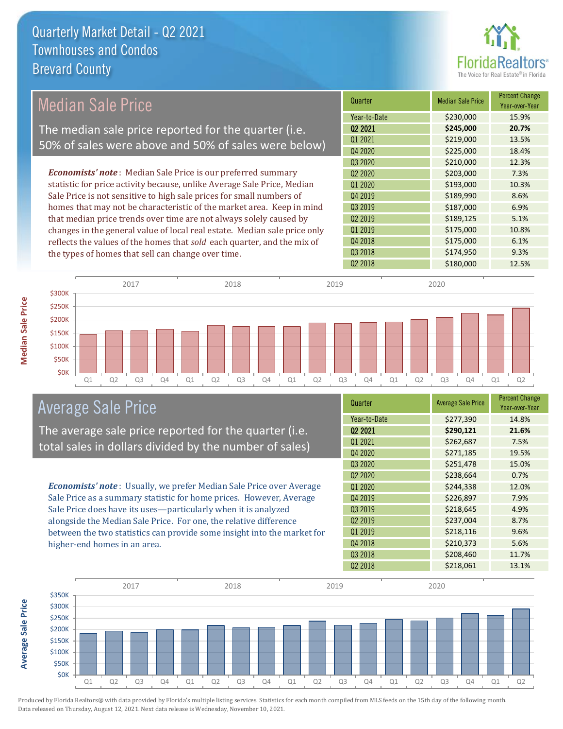# Quarterly Market Detail - Q2 2021
## Townhouses and Condos
## Brevard County

## Median Sale Price

The median sale price reported for the quarter (i.e. 50% of sales were above and 50% of sales were below)

*Economists' note*: Median Sale Price is our preferred summary statistic for price activity because, unlike Average Sale Price, Median Sale Price is not sensitive to high sale prices for small numbers of homes that may not be characteristic of the market area. Keep in mind that median price trends over time are not always solely caused by changes in the general value of local real estate. Median sale price only reflects the values of the homes that *sold* each quarter, and the mix of the types of homes that sell can change over time.

| Quarter | Median Sale Price | Percent Change Year-over-Year |
|---|---|---|
| Year-to-Date | $230,000 | 15.9% |
| **Q2 2021** | **$245,000** | **20.7%** |
| Q1 2021 | $219,000 | 13.5% |
| Q4 2020 | $225,000 | 18.4% |
| Q3 2020 | $210,000 | 12.3% |
| Q2 2020 | $203,000 | 7.3% |
| Q1 2020 | $193,000 | 10.3% |
| Q4 2019 | $189,990 | 8.6% |
| Q3 2019 | $187,000 | 6.9% |
| Q2 2019 | $189,125 | 5.1% |
| Q1 2019 | $175,000 | 10.8% |
| Q4 2018 | $175,000 | 6.1% |
| Q3 2018 | $174,950 | 9.3% |
| Q2 2018 | $180,000 | 12.5% |

## Average Sale Price

The average sale price reported for the quarter (i.e. total sales in dollars divided by the number of sales)

*Economists' note*: Usually, we prefer Median Sale Price over Average Sale Price as a summary statistic for home prices. However, Average Sale Price does have its uses—particularly when it is analyzed alongside the Median Sale Price. For one, the relative difference between the two statistics can provide some insight into the market for higher-end homes in an area.

| Quarter | Average Sale Price | Percent Change Year-over-Year |
|---|---|---|
| Year-to-Date | $277,390 | 14.8% |
| **Q2 2021** | **$290,121** | **21.6%** |
| Q1 2021 | $262,687 | 7.5% |
| Q4 2020 | $271,185 | 19.5% |
| Q3 2020 | $251,478 | 15.0% |
| Q2 2020 | $238,664 | 0.7% |
| Q1 2020 | $244,338 | 12.0% |
| Q4 2019 | $226,897 | 7.9% |
| Q3 2019 | $218,645 | 4.9% |
| Q2 2019 | $237,004 | 8.7% |
| Q1 2019 | $218,116 | 9.6% |
| Q4 2018 | $210,373 | 5.6% |
| Q3 2018 | $208,460 | 11.7% |
| Q2 2018 | $218,061 | 13.1% |

Produced by Florida Realtors® with data provided by Florida's multiple listing services. Statistics for each month compiled from MLS feeds on the 15th day of the following month. Data released on Thursday, August 12, 2021. Next data release is Wednesday, November 10, 2021.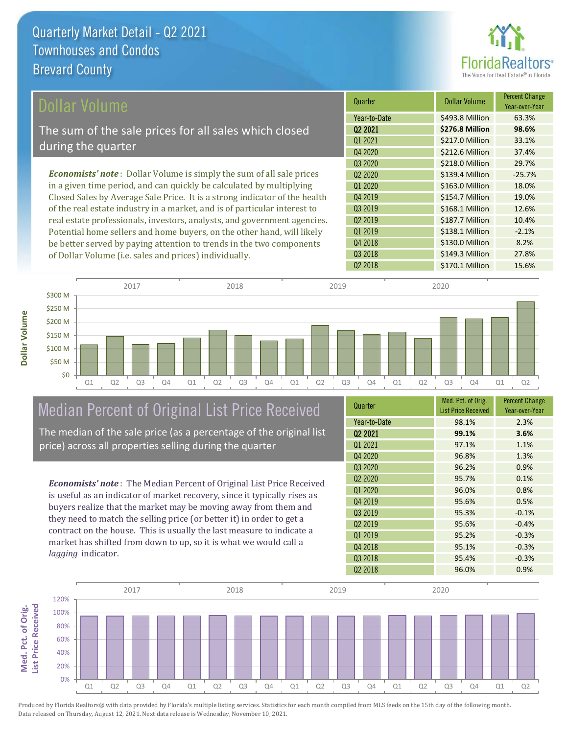# Quarterly Market Detail - Q2 2021
## Townhouses and Condos
## Brevard County

## Dollar Volume

The sum of the sale prices for all sales which closed during the quarter

*Economists' note*: Dollar Volume is simply the sum of all sale prices in a given time period, and can quickly be calculated by multiplying Closed Sales by Average Sale Price. It is a strong indicator of the health of the real estate industry in a market, and is of particular interest to real estate professionals, investors, analysts, and government agencies. Potential home sellers and home buyers, on the other hand, will likely be better served by paying attention to trends in the two components of Dollar Volume (i.e. sales and prices) individually.

| Quarter | Dollar Volume | Percent Change Year-over-Year |
|---|---|---|
| Year-to-Date | $493.8 Million | 63.3% |
| **Q2 2021** | **$276.8 Million** | **98.6%** |
| Q1 2021 | $217.0 Million | 33.1% |
| Q4 2020 | $212.6 Million | 37.4% |
| Q3 2020 | $218.0 Million | 29.7% |
| Q2 2020 | $139.4 Million | -25.7% |
| Q1 2020 | $163.0 Million | 18.0% |
| Q4 2019 | $154.7 Million | 19.0% |
| Q3 2019 | $168.1 Million | 12.6% |
| Q2 2019 | $187.7 Million | 10.4% |
| Q1 2019 | $138.1 Million | -2.1% |
| Q4 2018 | $130.0 Million | 8.2% |
| Q3 2018 | $149.3 Million | 27.8% |
| Q2 2018 | $170.1 Million | 15.6% |

## Median Percent of Original List Price Received

The median of the sale price (as a percentage of the original list price) across all properties selling during the quarter

*Economists' note*: The Median Percent of Original List Price Received is useful as an indicator of market recovery, since it typically rises as buyers realize that the market may be moving away from them and they need to match the selling price (or better it) in order to get a contract on the house. This is usually the last measure to indicate a market has shifted from down to up, so it is what we would call a *lagging* indicator.

| Quarter | Med. Pct. of Orig. List Price Received | Percent Change Year-over-Year |
|---|---|---|
| Year-to-Date | 98.1% | 2.3% |
| **Q2 2021** | **99.1%** | **3.6%** |
| Q1 2021 | 97.1% | 1.1% |
| Q4 2020 | 96.8% | 1.3% |
| Q3 2020 | 96.2% | 0.9% |
| Q2 2020 | 95.7% | 0.1% |
| Q1 2020 | 96.0% | 0.8% |
| Q4 2019 | 95.6% | 0.5% |
| Q3 2019 | 95.3% | -0.1% |
| Q2 2019 | 95.6% | -0.4% |
| Q1 2019 | 95.2% | -0.3% |
| Q4 2018 | 95.1% | -0.3% |
| Q3 2018 | 95.4% | -0.3% |
| Q2 2018 | 96.0% | 0.9% |

Produced by Florida Realtors® with data provided by Florida's multiple listing services. Statistics for each month compiled from MLS feeds on the 15th day of the following month. Data released on Thursday, August 12, 2021. Next data release is Wednesday, November 10, 2021.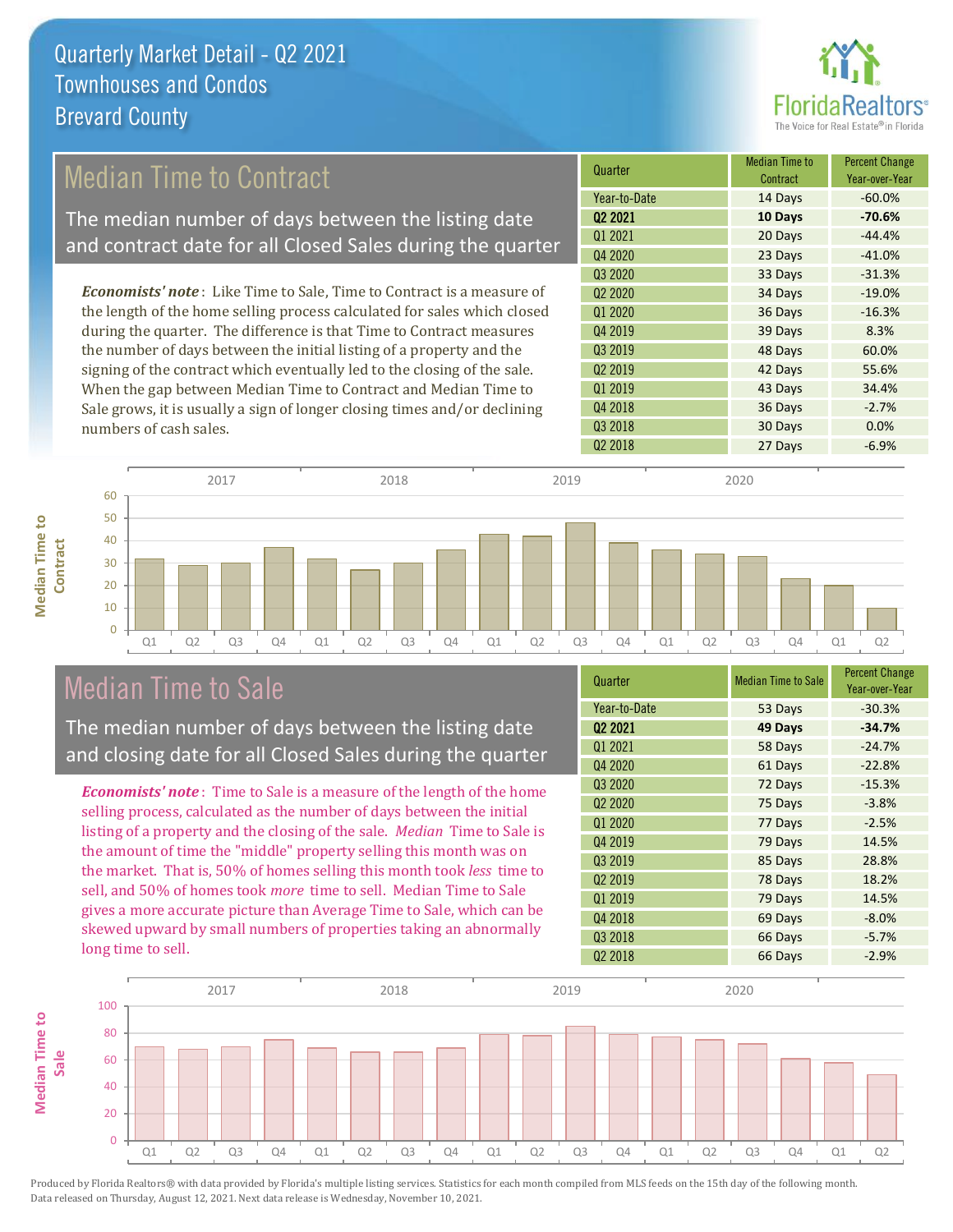# Quarterly Market Detail - Q2 2021
## Townhouses and Condos
## Brevard County

## Median Time to Contract

The median number of days between the listing date and contract date for all Closed Sales during the quarter

*Economists' note*: Like Time to Sale, Time to Contract is a measure of the length of the home selling process calculated for sales which closed during the quarter. The difference is that Time to Contract measures the number of days between the initial listing of a property and the signing of the contract which eventually led to the closing of the sale. When the gap between Median Time to Contract and Median Time to Sale grows, it is usually a sign of longer closing times and/or declining numbers of cash sales.

| Quarter | Median Time to Contract | Percent Change Year-over-Year |
|---|---|---|
| Year-to-Date | 14 Days | -60.0% |
| **Q2 2021** | **10 Days** | **-70.6%** |
| Q1 2021 | 20 Days | -44.4% |
| Q4 2020 | 23 Days | -41.0% |
| Q3 2020 | 33 Days | -31.3% |
| Q2 2020 | 34 Days | -19.0% |
| Q1 2020 | 36 Days | -16.3% |
| Q4 2019 | 39 Days | 8.3% |
| Q3 2019 | 48 Days | 60.0% |
| Q2 2019 | 42 Days | 55.6% |
| Q1 2019 | 43 Days | 34.4% |
| Q4 2018 | 36 Days | -2.7% |
| Q3 2018 | 30 Days | 0.0% |
| Q2 2018 | 27 Days | -6.9% |

## Median Time to Sale

The median number of days between the listing date and closing date for all Closed Sales during the quarter

*Economists' note*: Time to Sale is a measure of the length of the home selling process, calculated as the number of days between the initial listing of a property and the closing of the sale. *Median* Time to Sale is the amount of time the "middle" property selling this month was on the market. That is, 50% of homes selling this month took *less* time to sell, and 50% of homes took *more* time to sell. Median Time to Sale gives a more accurate picture than Average Time to Sale, which can be skewed upward by small numbers of properties taking an abnormally long time to sell.

| Quarter | Median Time to Sale | Percent Change Year-over-Year |
|---|---|---|
| Year-to-Date | 53 Days | -30.3% |
| **Q2 2021** | **49 Days** | **-34.7%** |
| Q1 2021 | 58 Days | -24.7% |
| Q4 2020 | 61 Days | -22.8% |
| Q3 2020 | 72 Days | -15.3% |
| Q2 2020 | 75 Days | -3.8% |
| Q1 2020 | 77 Days | -2.5% |
| Q4 2019 | 79 Days | 14.5% |
| Q3 2019 | 85 Days | 28.8% |
| Q2 2019 | 78 Days | 18.2% |
| Q1 2019 | 79 Days | 14.5% |
| Q4 2018 | 69 Days | -8.0% |
| Q3 2018 | 66 Days | -5.7% |
| Q2 2018 | 66 Days | -2.9% |

Produced by Florida Realtors® with data provided by Florida's multiple listing services. Statistics for each month compiled from MLS feeds on the 15th day of the following month. Data released on Thursday, August 12, 2021. Next data release is Wednesday, November 10, 2021.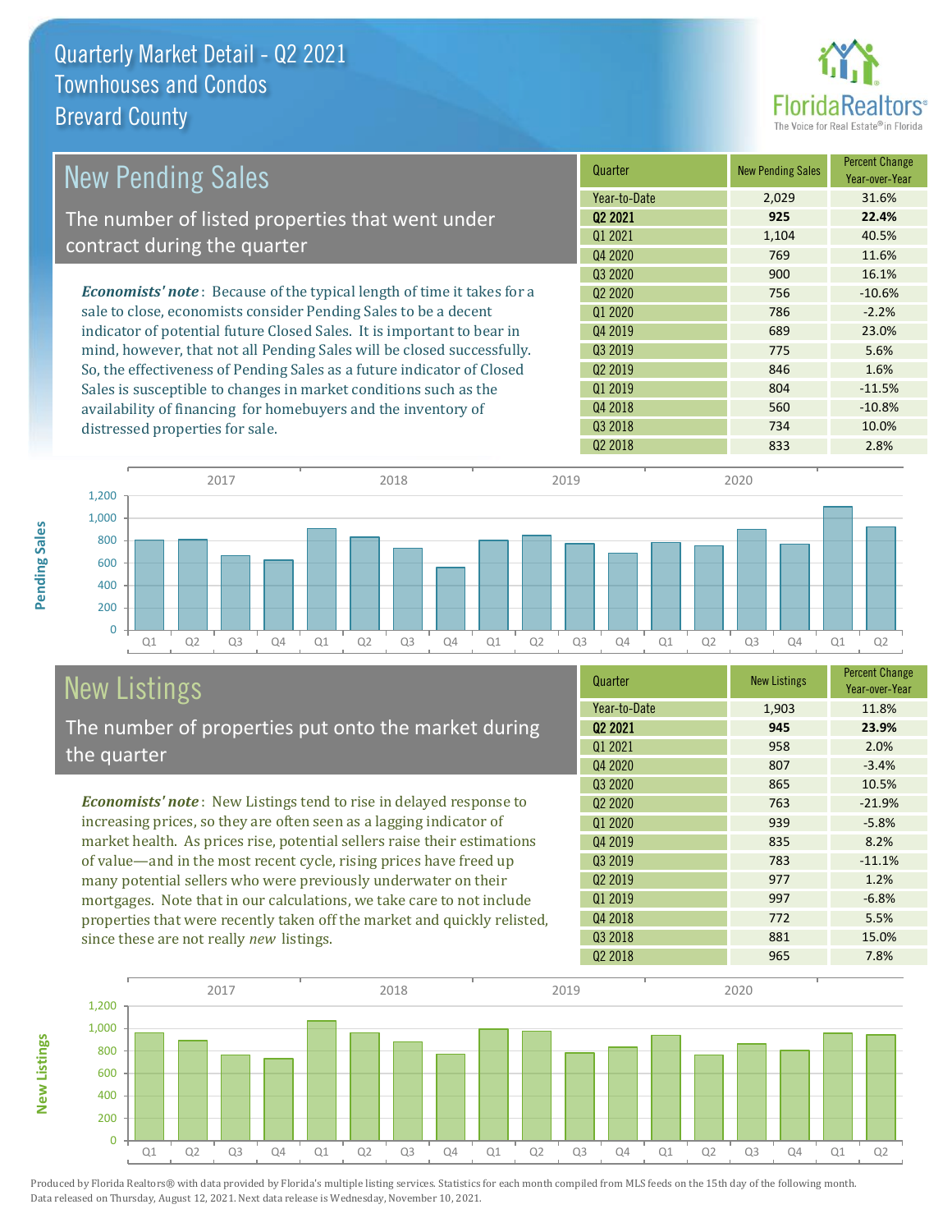# Quarterly Market Detail - Q2 2021
## Townhouses and Condos
## Brevard County

## New Pending Sales

The number of listed properties that went under contract during the quarter

***Economists' note***: Because of the typical length of time it takes for a sale to close, economists consider Pending Sales to be a decent indicator of potential future Closed Sales. It is important to bear in mind, however, that not all Pending Sales will be closed successfully. So, the effectiveness of Pending Sales as a future indicator of Closed Sales is susceptible to changes in market conditions such as the availability of financing for homebuyers and the inventory of distressed properties for sale.

| Quarter | New Pending Sales | Percent Change Year-over-Year |
|---|---|---|
| Year-to-Date | 2,029 | 31.6% |
| **Q2 2021** | **925** | **22.4%** |
| Q1 2021 | 1,104 | 40.5% |
| Q4 2020 | 769 | 11.6% |
| Q3 2020 | 900 | 16.1% |
| Q2 2020 | 756 | -10.6% |
| Q1 2020 | 786 | -2.2% |
| Q4 2019 | 689 | 23.0% |
| Q3 2019 | 775 | 5.6% |
| Q2 2019 | 846 | 1.6% |
| Q1 2019 | 804 | -11.5% |
| Q4 2018 | 560 | -10.8% |
| Q3 2018 | 734 | 10.0% |
| Q2 2018 | 833 | 2.8% |

## New Listings

The number of properties put onto the market during the quarter

***Economists' note***: New Listings tend to rise in delayed response to increasing prices, so they are often seen as a lagging indicator of market health. As prices rise, potential sellers raise their estimations of value—and in the most recent cycle, rising prices have freed up many potential sellers who were previously underwater on their mortgages. Note that in our calculations, we take care to not include properties that were recently taken off the market and quickly relisted, since these are not really *new* listings.

| Quarter | New Listings | Percent Change Year-over-Year |
|---|---|---|
| Year-to-Date | 1,903 | 11.8% |
| **Q2 2021** | **945** | **23.9%** |
| Q1 2021 | 958 | 2.0% |
| Q4 2020 | 807 | -3.4% |
| Q3 2020 | 865 | 10.5% |
| Q2 2020 | 763 | -21.9% |
| Q1 2020 | 939 | -5.8% |
| Q4 2019 | 835 | 8.2% |
| Q3 2019 | 783 | -11.1% |
| Q2 2019 | 977 | 1.2% |
| Q1 2019 | 997 | -6.8% |
| Q4 2018 | 772 | 5.5% |
| Q3 2018 | 881 | 15.0% |
| Q2 2018 | 965 | 7.8% |

Produced by Florida Realtors® with data provided by Florida's multiple listing services. Statistics for each month compiled from MLS feeds on the 15th day of the following month. Data released on Thursday, August 12, 2021. Next data release is Wednesday, November 10, 2021.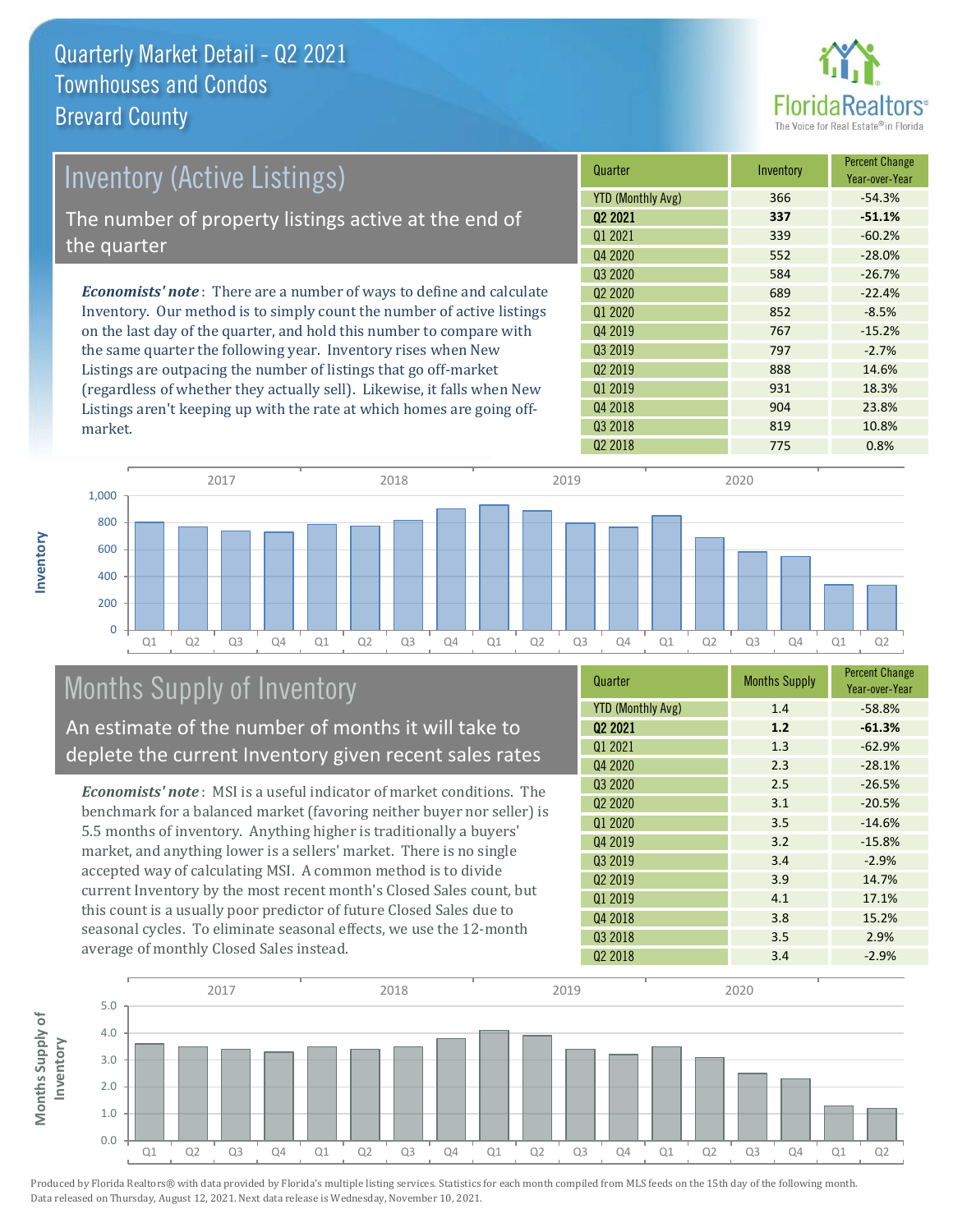# Quarterly Market Detail - Q2 2021
## Townhouses and Condos
## Brevard County

## Inventory (Active Listings)

The number of property listings active at the end of the quarter

*Economists' note*: There are a number of ways to define and calculate Inventory. Our method is to simply count the number of active listings on the last day of the quarter, and hold this number to compare with the same quarter the following year. Inventory rises when New Listings are outpacing the number of listings that go off-market (regardless of whether they actually sell). Likewise, it falls when New Listings aren't keeping up with the rate at which homes are going off-market.

| Quarter | Inventory | Percent Change Year-over-Year |
|---|---|---|
| YTD (Monthly Avg) | 366 | -54.3% |
| **Q2 2021** | **337** | **-51.1%** |
| Q1 2021 | 339 | -60.2% |
| Q4 2020 | 552 | -28.0% |
| Q3 2020 | 584 | -26.7% |
| Q2 2020 | 689 | -22.4% |
| Q1 2020 | 852 | -8.5% |
| Q4 2019 | 767 | -15.2% |
| Q3 2019 | 797 | -2.7% |
| Q2 2019 | 888 | 14.6% |
| Q1 2019 | 931 | 18.3% |
| Q4 2018 | 904 | 23.8% |
| Q3 2018 | 819 | 10.8% |
| Q2 2018 | 775 | 0.8% |

## Months Supply of Inventory

An estimate of the number of months it will take to deplete the current Inventory given recent sales rates

*Economists' note*: MSI is a useful indicator of market conditions. The benchmark for a balanced market (favoring neither buyer nor seller) is 5.5 months of inventory. Anything higher is traditionally a buyers' market, and anything lower is a sellers' market. There is no single accepted way of calculating MSI. A common method is to divide current Inventory by the most recent month's Closed Sales count, but this count is a usually poor predictor of future Closed Sales due to seasonal cycles. To eliminate seasonal effects, we use the 12-month average of monthly Closed Sales instead.

| Quarter | Months Supply | Percent Change Year-over-Year |
|---|---|---|
| YTD (Monthly Avg) | 1.4 | -58.8% |
| **Q2 2021** | **1.2** | **-61.3%** |
| Q1 2021 | 1.3 | -62.9% |
| Q4 2020 | 2.3 | -28.1% |
| Q3 2020 | 2.5 | -26.5% |
| Q2 2020 | 3.1 | -20.5% |
| Q1 2020 | 3.5 | -14.6% |
| Q4 2019 | 3.2 | -15.8% |
| Q3 2019 | 3.4 | -2.9% |
| Q2 2019 | 3.9 | 14.7% |
| Q1 2019 | 4.1 | 17.1% |
| Q4 2018 | 3.8 | 15.2% |
| Q3 2018 | 3.5 | 2.9% |
| Q2 2018 | 3.4 | -2.9% |

Produced by Florida Realtors® with data provided by Florida's multiple listing services. Statistics for each month compiled from MLS feeds on the 15th day of the following month. Data released on Thursday, August 12, 2021. Next data release is Wednesday, November 10, 2021.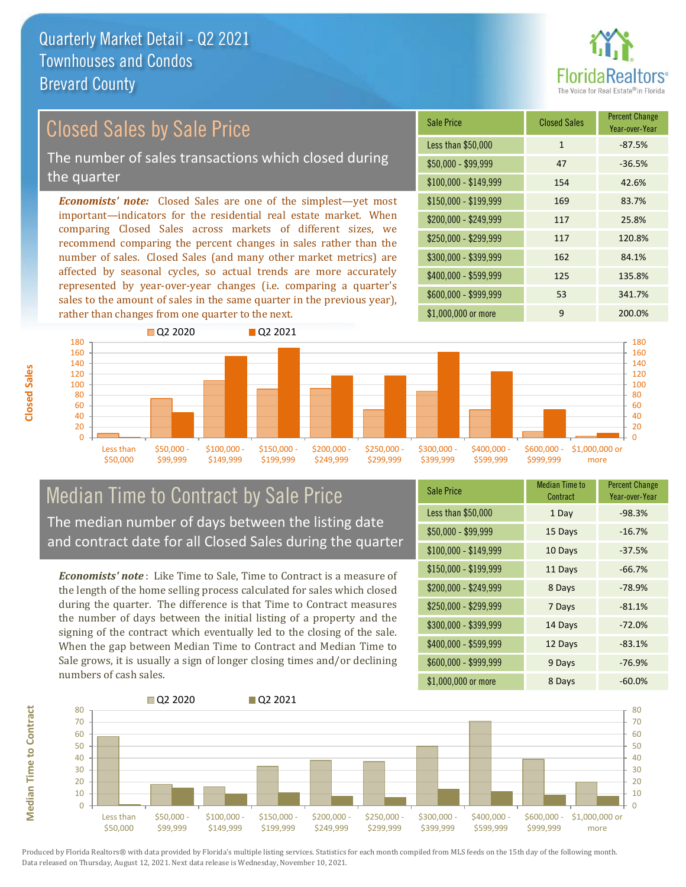# Quarterly Market Detail - Q2 2021
## Townhouses and Condos
## Brevard County

## Closed Sales by Sale Price

The number of sales transactions which closed during the quarter

***Economists' note:*** Closed Sales are one of the simplest—yet most important—indicators for the residential real estate market. When comparing Closed Sales across markets of different sizes, we recommend comparing the percent changes in sales rather than the number of sales. Closed Sales (and many other market metrics) are affected by seasonal cycles, so actual trends are more accurately represented by year-over-year changes (i.e. comparing a quarter's sales to the amount of sales in the same quarter in the previous year), rather than changes from one quarter to the next.

| Sale Price | Closed Sales | Percent Change Year-over-Year |
|---|---|---|
| Less than $50,000 | 1 | -87.5% |
| $50,000 - $99,999 | 47 | -36.5% |
| $100,000 - $149,999 | 154 | 42.6% |
| $150,000 - $199,999 | 169 | 83.7% |
| $200,000 - $249,999 | 117 | 25.8% |
| $250,000 - $299,999 | 117 | 120.8% |
| $300,000 - $399,999 | 162 | 84.1% |
| $400,000 - $599,999 | 125 | 135.8% |
| $600,000 - $999,999 | 53 | 341.7% |
| $1,000,000 or more | 9 | 200.0% |

## Median Time to Contract by Sale Price

The median number of days between the listing date and contract date for all Closed Sales during the quarter

***Economists' note*** : Like Time to Sale, Time to Contract is a measure of the length of the home selling process calculated for sales which closed during the quarter. The difference is that Time to Contract measures the number of days between the initial listing of a property and the signing of the contract which eventually led to the closing of the sale. When the gap between Median Time to Contract and Median Time to Sale grows, it is usually a sign of longer closing times and/or declining numbers of cash sales.

| Sale Price | Median Time to Contract | Percent Change Year-over-Year |
|---|---|---|
| Less than $50,000 | 1 Day | -98.3% |
| $50,000 - $99,999 | 15 Days | -16.7% |
| $100,000 - $149,999 | 10 Days | -37.5% |
| $150,000 - $199,999 | 11 Days | -66.7% |
| $200,000 - $249,999 | 8 Days | -78.9% |
| $250,000 - $299,999 | 7 Days | -81.1% |
| $300,000 - $399,999 | 14 Days | -72.0% |
| $400,000 - $599,999 | 12 Days | -83.1% |
| $600,000 - $999,999 | 9 Days | -76.9% |
| $1,000,000 or more | 8 Days | -60.0% |

Produced by Florida Realtors® with data provided by Florida's multiple listing services. Statistics for each month compiled from MLS feeds on the 15th day of the following month. Data released on Thursday, August 12, 2021. Next data release is Wednesday, November 10, 2021.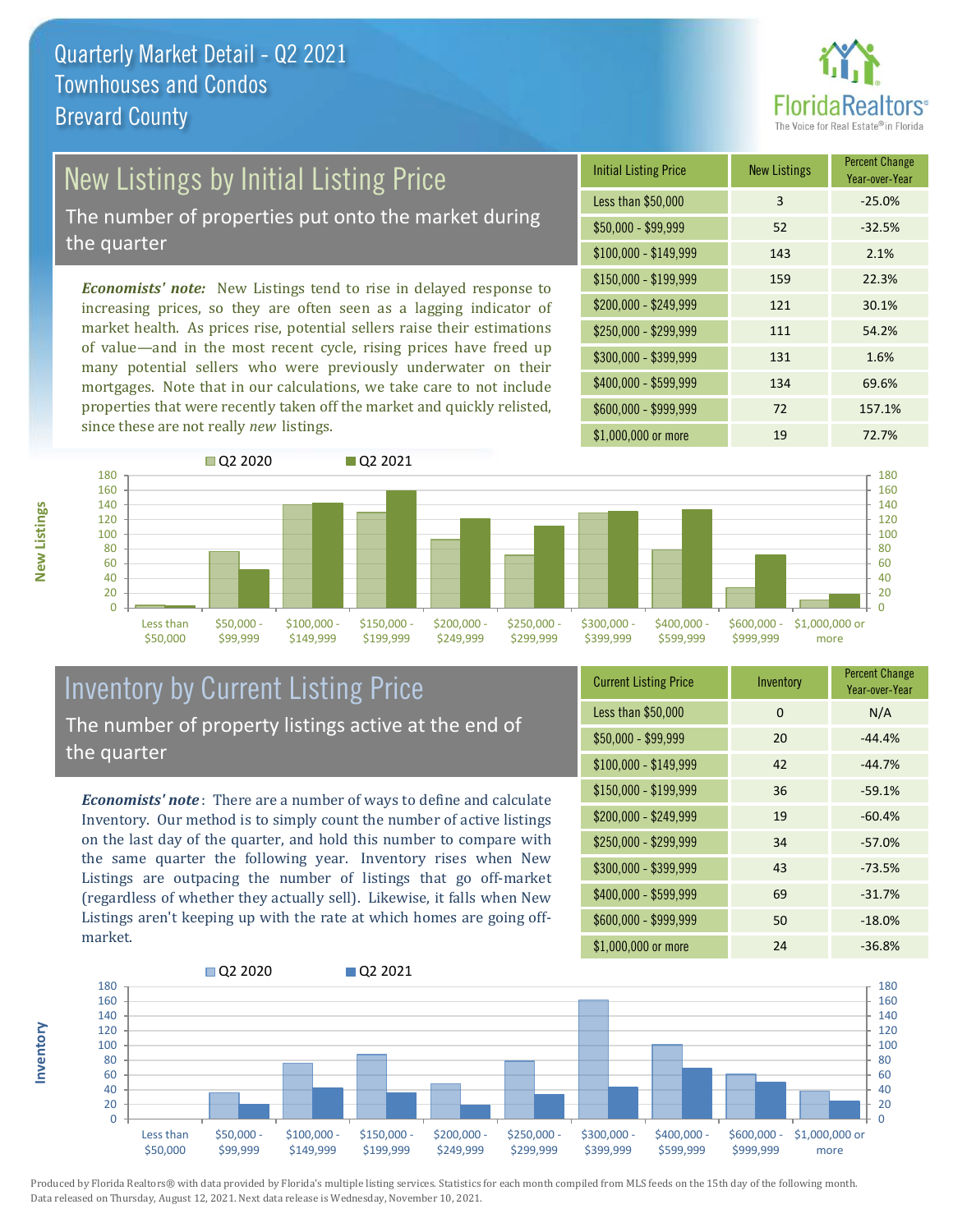# Quarterly Market Detail - Q2 2021
## Townhouses and Condos
## Brevard County

## New Listings by Initial Listing Price

The number of properties put onto the market during the quarter

*Economists' note:* New Listings tend to rise in delayed response to increasing prices, so they are often seen as a lagging indicator of market health. As prices rise, potential sellers raise their estimations of value—and in the most recent cycle, rising prices have freed up many potential sellers who were previously underwater on their mortgages. Note that in our calculations, we take care to not include properties that were recently taken off the market and quickly relisted, since these are not really *new* listings.

| Initial Listing Price | New Listings | Percent Change Year-over-Year |
|---|---|---|
| Less than $50,000 | 3 | -25.0% |
| $50,000 - $99,999 | 52 | -32.5% |
| $100,000 - $149,999 | 143 | 2.1% |
| $150,000 - $199,999 | 159 | 22.3% |
| $200,000 - $249,999 | 121 | 30.1% |
| $250,000 - $299,999 | 111 | 54.2% |
| $300,000 - $399,999 | 131 | 1.6% |
| $400,000 - $599,999 | 134 | 69.6% |
| $600,000 - $999,999 | 72 | 157.1% |
| $1,000,000 or more | 19 | 72.7% |

## Inventory by Current Listing Price

The number of property listings active at the end of the quarter

*Economists' note*: There are a number of ways to define and calculate Inventory. Our method is to simply count the number of active listings on the last day of the quarter, and hold this number to compare with the same quarter the following year. Inventory rises when New Listings are outpacing the number of listings that go off-market (regardless of whether they actually sell). Likewise, it falls when New Listings aren't keeping up with the rate at which homes are going off-market.

| Current Listing Price | Inventory | Percent Change Year-over-Year |
|---|---|---|
| Less than $50,000 | 0 | N/A |
| $50,000 - $99,999 | 20 | -44.4% |
| $100,000 - $149,999 | 42 | -44.7% |
| $150,000 - $199,999 | 36 | -59.1% |
| $200,000 - $249,999 | 19 | -60.4% |
| $250,000 - $299,999 | 34 | -57.0% |
| $300,000 - $399,999 | 43 | -73.5% |
| $400,000 - $599,999 | 69 | -31.7% |
| $600,000 - $999,999 | 50 | -18.0% |
| $1,000,000 or more | 24 | -36.8% |

Produced by Florida Realtors® with data provided by Florida's multiple listing services. Statistics for each month compiled from MLS feeds on the 15th day of the following month. Data released on Thursday, August 12, 2021. Next data release is Wednesday, November 10, 2021.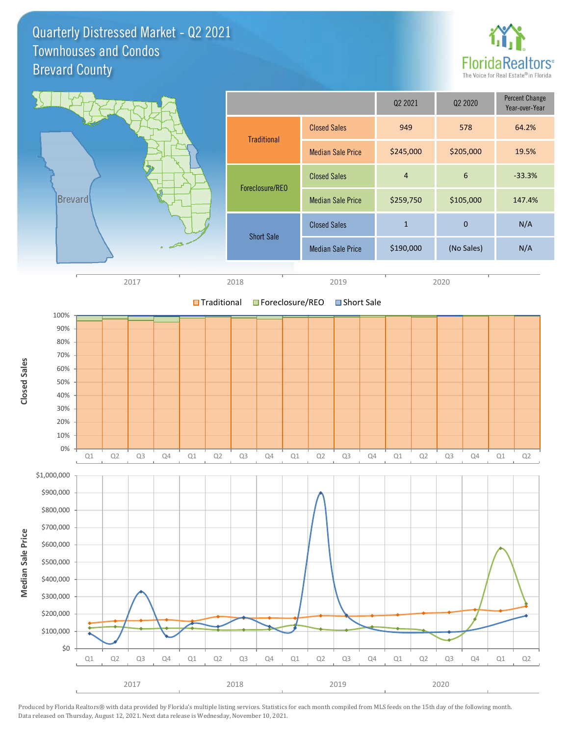# Quarterly Distressed Market - Q2 2021
## Townhouses and Condos
## Brevard County

FloridaRealtors® The Voice for Real Estate® in Florida

Brevard

| | | Q2 2021 | Q2 2020 | Percent Change Year-over-Year |
|---|---|---|---|---|
| Traditional | Closed Sales | 949 | 578 | 64.2% |
| | Median Sale Price | $245,000 | $205,000 | 19.5% |
| Foreclosure/REO | Closed Sales | 4 | 6 | -33.3% |
| | Median Sale Price | $259,750 | $105,000 | 147.4% |
| Short Sale | Closed Sales | 1 | 0 | N/A |
| | Median Sale Price | $190,000 | (No Sales) | N/A |

2017 2018 2019 2020

Traditional Foreclosure/REO Short Sale

Closed Sales

100% 90% 80% 70% 60% 50% 40% 30% 20% 10% 0%

Q1 Q2 Q3 Q4 Q1 Q2 Q3 Q4 Q1 Q2 Q3 Q4 Q1 Q2 Q3 Q4 Q1 Q2

Median Sale Price

$1,000,000 $900,000 $800,000 $700,000 $600,000 $500,000 $400,000 $300,000 $200,000 $100,000 $0

Q1 Q2 Q3 Q4 Q1 Q2 Q3 Q4 Q1 Q2 Q3 Q4 Q1 Q2 Q3 Q4 Q1 Q2

2017 2018 2019 2020

Produced by Florida Realtors® with data provided by Florida's multiple listing services. Statistics for each month compiled from MLS feeds on the 15th day of the following month. Data released on Thursday, August 12, 2021. Next data release is Wednesday, November 10, 2021.